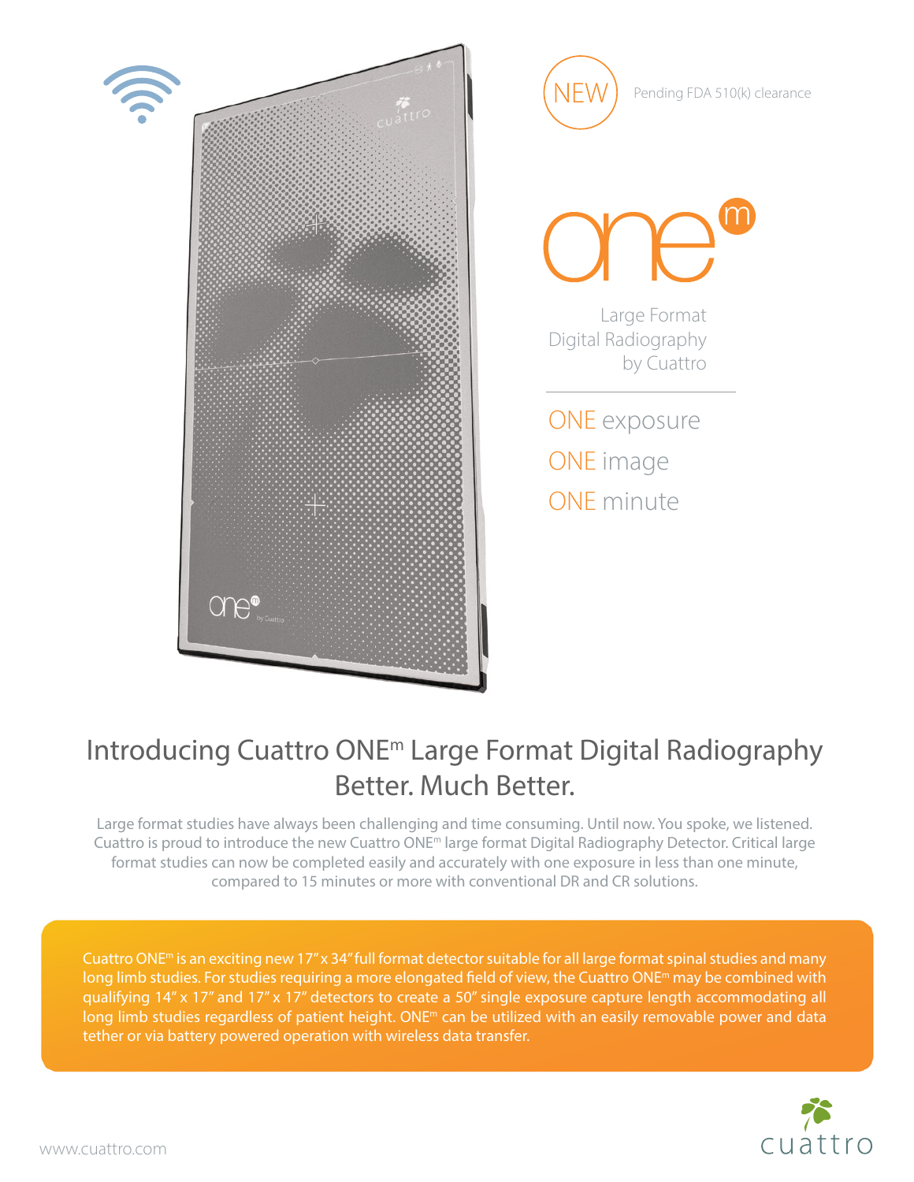NEW Pending FDA 510(k) clearance

# one[m]

Large Format
Digital Radiography
by Cuattro

ONE exposure

ONE image

ONE minute

## Introducing Cuattro ONE[m] Large Format Digital Radiography Better. Much Better.

Large format studies have always been challenging and time consuming. Until now. You spoke, we listened. Cuattro is proud to introduce the new Cuattro ONE[m] large format Digital Radiography Detector. Critical large format studies can now be completed easily and accurately with one exposure in less than one minute, compared to 15 minutes or more with conventional DR and CR solutions.

Cuattro ONE[m] is an exciting new 17" x 34" full format detector suitable for all large format spinal studies and many long limb studies. For studies requiring a more elongated field of view, the Cuattro ONE[m] may be combined with qualifying 14" x 17" and 17" x 17" detectors to create a 50" single exposure capture length accommodating all long limb studies regardless of patient height. ONE[m] can be utilized with an easily removable power and data tether or via battery powered operation with wireless data transfer.

www.cuattro.com

cuattro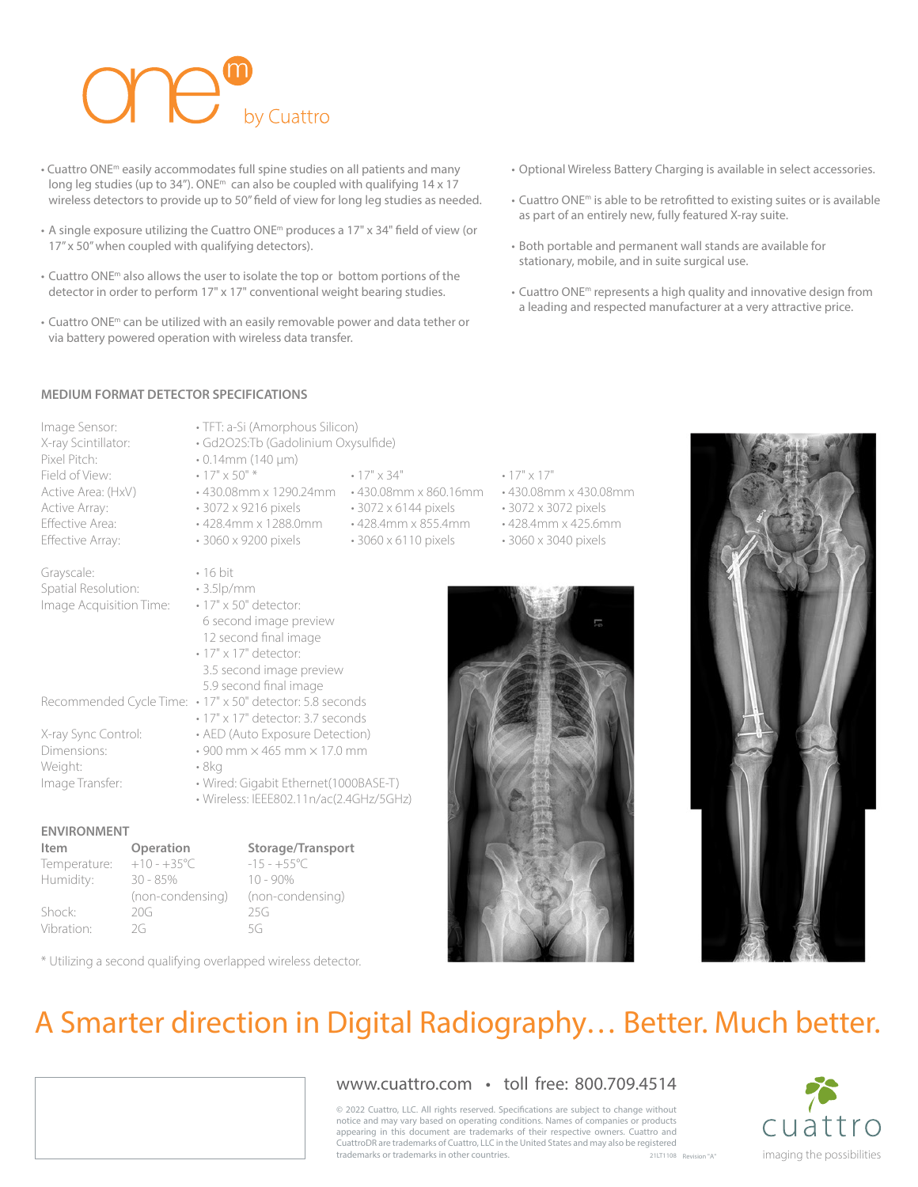# one[m] by Cuattro

- Cuattro ONE[m] easily accommodates full spine studies on all patients and many long leg studies (up to 34"). ONE[m] can also be coupled with qualifying 14 x 17 wireless detectors to provide up to 50" field of view for long leg studies as needed.
- A single exposure utilizing the Cuattro ONE[m] produces a 17" x 34" field of view (or 17" x 50" when coupled with qualifying detectors).
- Cuattro ONE[m] also allows the user to isolate the top or bottom portions of the detector in order to perform 17" x 17" conventional weight bearing studies.
- Cuattro ONE[m] can be utilized with an easily removable power and data tether or via battery powered operation with wireless data transfer.
- Optional Wireless Battery Charging is available in select accessories.
- Cuattro ONE[m] is able to be retrofitted to existing suites or is available as part of an entirely new, fully featured X-ray suite.
- Both portable and permanent wall stands are available for stationary, mobile, and in suite surgical use.
- Cuattro ONE[m] represents a high quality and innovative design from a leading and respected manufacturer at a very attractive price.

## MEDIUM FORMAT DETECTOR SPECIFICATIONS

| | | | |
|---|---|---|---|
| Image Sensor: | • TFT: a-Si (Amorphous Silicon) | | |
| X-ray Scintillator: | • Gd2O2S:Tb (Gadolinium Oxysulfide) | | |
| Pixel Pitch: | • 0.14mm (140 μm) | | |
| Field of View: | • 17" x 50" * | • 17" x 34" | • 17" x 17" |
| Active Area: (HxV) | • 430.08mm x 1290.24mm | • 430.08mm x 860.16mm | • 430.08mm x 430.08mm |
| Active Array: | • 3072 x 9216 pixels | • 3072 x 6144 pixels | • 3072 x 3072 pixels |
| Effective Area: | • 428.4mm x 1288.0mm | • 428.4mm x 855.4mm | • 428.4mm x 425.6mm |
| Effective Array: | • 3060 x 9200 pixels | • 3060 x 6110 pixels | • 3060 x 3040 pixels |

- Grayscale: • 16 bit
- Spatial Resolution: • 3.5lp/mm
- Image Acquisition Time:
  - 17" x 50" detector: 6 second image preview, 12 second final image
  - 17" x 17" detector: 3.5 second image preview, 5.9 second final image
- Recommended Cycle Time:
  - 17" x 50" detector: 5.8 seconds
  - 17" x 17" detector: 3.7 seconds
- X-ray Sync Control: • AED (Auto Exposure Detection)
- Dimensions: • 900 mm × 465 mm × 17.0 mm
- Weight: • 8kg
- Image Transfer:
  - Wired: Gigabit Ethernet(1000BASE-T)
  - Wireless: IEEE802.11n/ac(2.4GHz/5GHz)

## ENVIRONMENT

| Item | Operation | Storage/Transport |
|---|---|---|
| Temperature: | +10 - +35°C | -15 - +55°C |
| Humidity: | 30 - 85% (non-condensing) | 10 - 90% (non-condensing) |
| Shock: | 20G | 25G |
| Vibration: | 2G | 5G |

\* Utilizing a second qualifying overlapped wireless detector.

## A Smarter direction in Digital Radiography… Better. Much better.

www.cuattro.com • toll free: 800.709.4514

© 2022 Cuattro, LLC. All rights reserved. Specifications are subject to change without notice and may vary based on operating conditions. Names of companies or products appearing in this document are trademarks of their respective owners. Cuattro and CuattroDR are trademarks of Cuattro, LLC in the United States and may also be registered trademarks or trademarks in other countries. 21LT1108 Revision "A"

cuattro
imaging the possibilities